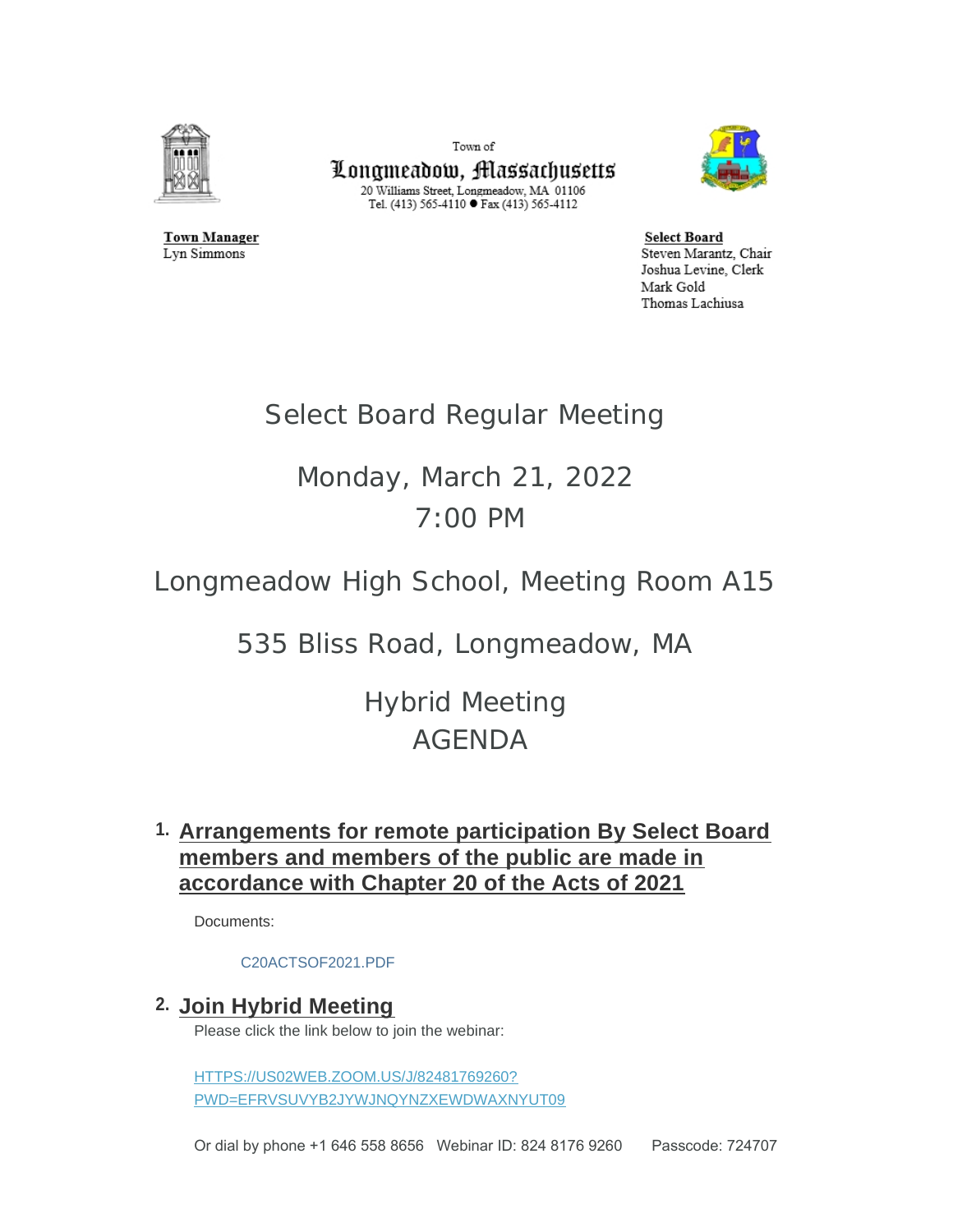Town of

**Longmeadow, Massachusetts**

20 Williams Street, Longmeadow, MA 01106

Tel. (413) 565-4110 ● Fax (413) 565-4112

**Town Manager**
Lyn Simmons

**Select Board**
Steven Marantz, Chair
Joshua Levine, Clerk
Mark Gold
Thomas Lachiusa

# Select Board Regular Meeting

## Monday, March 21, 2022
## 7:00 PM

## Longmeadow High School, Meeting Room A15

## 535 Bliss Road, Longmeadow, MA

## Hybrid Meeting
## AGENDA

1. **Arrangements for remote participation By Select Board members and members of the public are made in accordance with Chapter 20 of the Acts of 2021**

   Documents:

   C20ACTSOF2021.PDF

2. **Join Hybrid Meeting**

   Please click the link below to join the webinar:

   HTTPS://US02WEB.ZOOM.US/J/82481769260?PWD=EFRVSUVYB2JYWJNQYNZXEWDWAXNYUT09

   Or dial by phone +1 646 558 8656 Webinar ID: 824 8176 9260 Passcode: 724707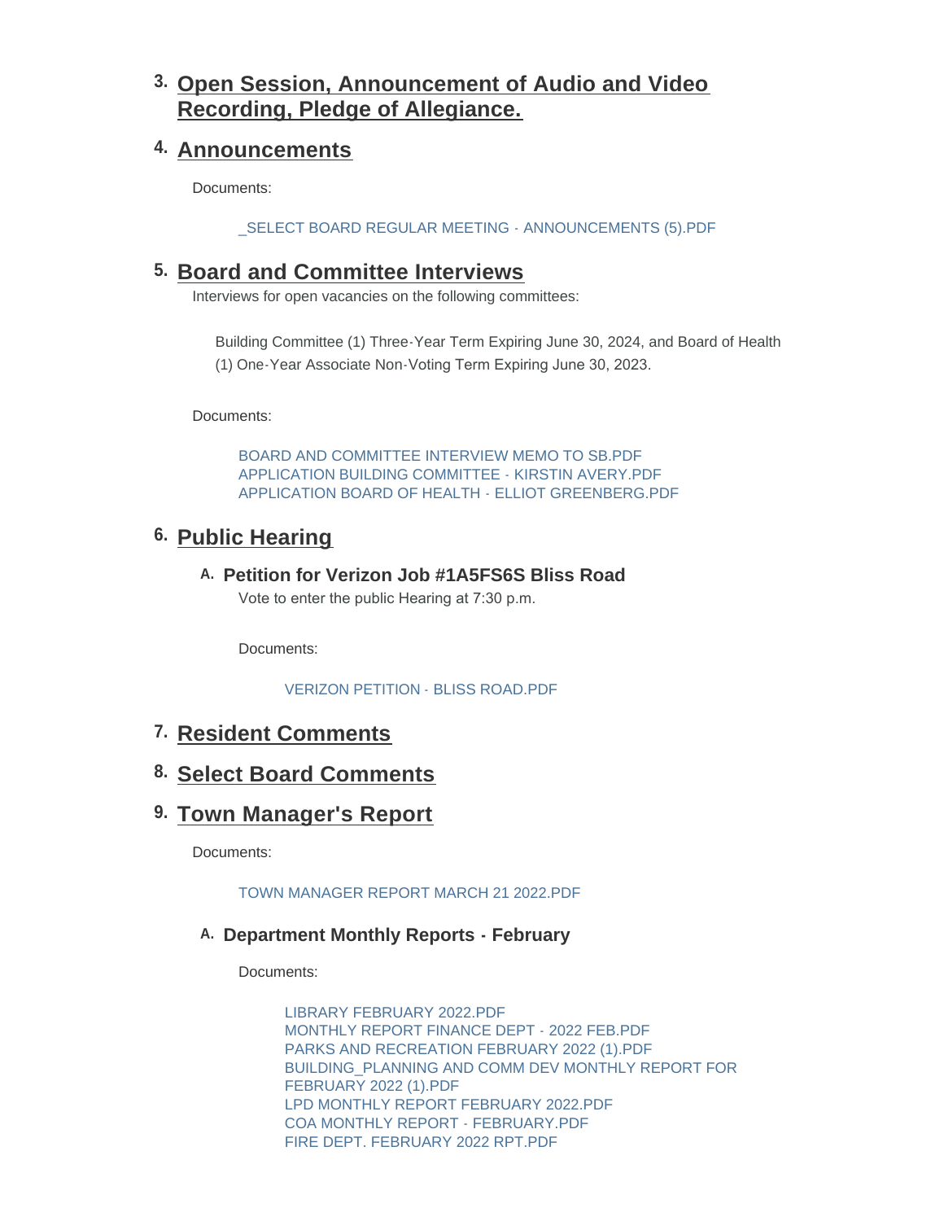## 3. Open Session, Announcement of Audio and Video Recording, Pledge of Allegiance.

## 4. Announcements

Documents:

_SELECT BOARD REGULAR MEETING - ANNOUNCEMENTS (5).PDF

## 5. Board and Committee Interviews

Interviews for open vacancies on the following committees:

Building Committee (1) Three-Year Term Expiring June 30, 2024, and Board of Health (1) One-Year Associate Non-Voting Term Expiring June 30, 2023.

Documents:

BOARD AND COMMITTEE INTERVIEW MEMO TO SB.PDF
APPLICATION BUILDING COMMITTEE - KIRSTIN AVERY.PDF
APPLICATION BOARD OF HEALTH - ELLIOT GREENBERG.PDF

## 6. Public Hearing

### A. Petition for Verizon Job #1A5FS6S Bliss Road

Vote to enter the public Hearing at 7:30 p.m.

Documents:

VERIZON PETITION - BLISS ROAD.PDF

## 7. Resident Comments

## 8. Select Board Comments

## 9. Town Manager's Report

Documents:

TOWN MANAGER REPORT MARCH 21 2022.PDF

### A. Department Monthly Reports - February

Documents:

LIBRARY FEBRUARY 2022.PDF
MONTHLY REPORT FINANCE DEPT - 2022 FEB.PDF
PARKS AND RECREATION FEBRUARY 2022 (1).PDF
BUILDING_PLANNING AND COMM DEV MONTHLY REPORT FOR FEBRUARY 2022 (1).PDF
LPD MONTHLY REPORT FEBRUARY 2022.PDF
COA MONTHLY REPORT - FEBRUARY.PDF
FIRE DEPT. FEBRUARY 2022 RPT.PDF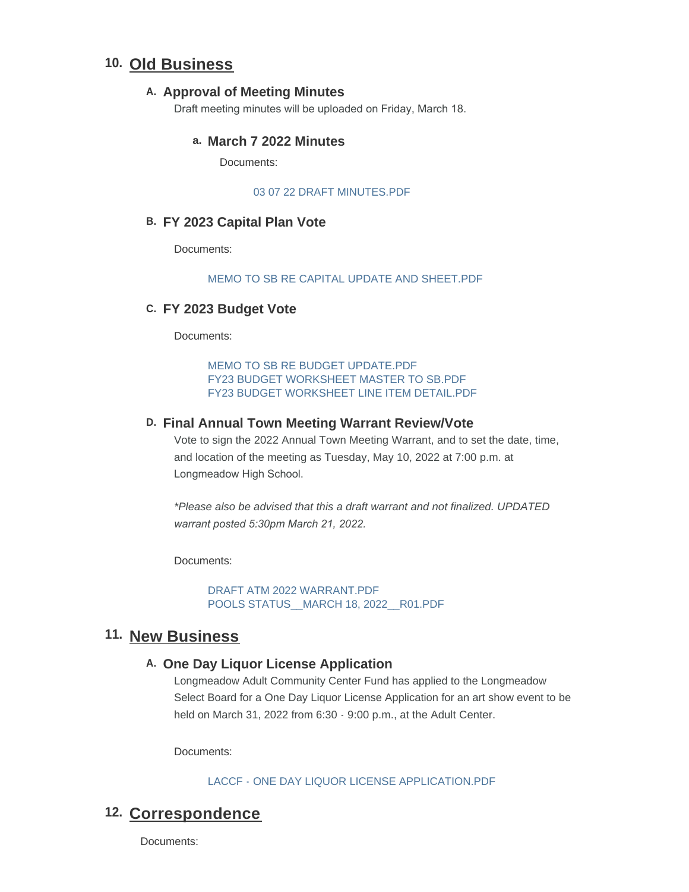## 10. Old Business

### A. Approval of Meeting Minutes

Draft meeting minutes will be uploaded on Friday, March 18.

#### a. March 7 2022 Minutes

Documents:

03 07 22 DRAFT MINUTES.PDF

### B. FY 2023 Capital Plan Vote

Documents:

MEMO TO SB RE CAPITAL UPDATE AND SHEET.PDF

### C. FY 2023 Budget Vote

Documents:

MEMO TO SB RE BUDGET UPDATE.PDF
FY23 BUDGET WORKSHEET MASTER TO SB.PDF
FY23 BUDGET WORKSHEET LINE ITEM DETAIL.PDF

### D. Final Annual Town Meeting Warrant Review/Vote

Vote to sign the 2022 Annual Town Meeting Warrant, and to set the date, time, and location of the meeting as Tuesday, May 10, 2022 at 7:00 p.m. at Longmeadow High School.

*\*Please also be advised that this a draft warrant and not finalized. UPDATED warrant posted 5:30pm March 21, 2022.*

Documents:

DRAFT ATM 2022 WARRANT.PDF
POOLS STATUS__MARCH 18, 2022__R01.PDF

## 11. New Business

### A. One Day Liquor License Application

Longmeadow Adult Community Center Fund has applied to the Longmeadow Select Board for a One Day Liquor License Application for an art show event to be held on March 31, 2022 from 6:30 - 9:00 p.m., at the Adult Center.

Documents:

LACCF - ONE DAY LIQUOR LICENSE APPLICATION.PDF

## 12. Correspondence

Documents: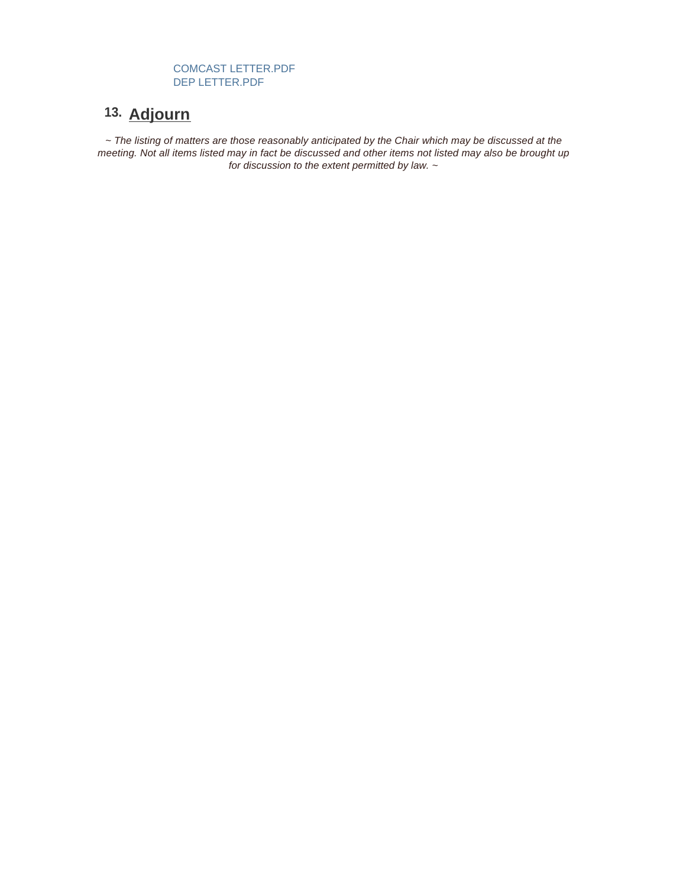COMCAST LETTER.PDF
DEP LETTER.PDF

## 13. Adjourn

*~ The listing of matters are those reasonably anticipated by the Chair which may be discussed at the meeting. Not all items listed may in fact be discussed and other items not listed may also be brought up for discussion to the extent permitted by law. ~*